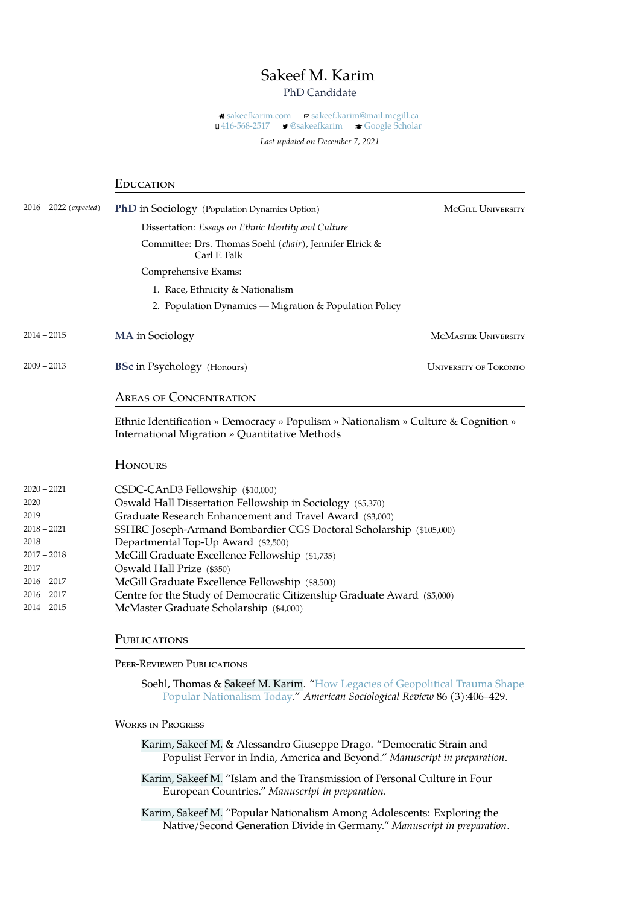# Sakeef M. Karim

PhD Candidate

sakeefkarim.com  sakeef.karim@mail.mcgill.ca
416-568-2517  @sakeefkarim  Google Scholar

*Last updated on December 7, 2021*

## Education

2016 – 2022 (*expected*) **PhD** in Sociology (Population Dynamics Option) — McGill University

Dissertation: *Essays on Ethnic Identity and Culture*

Committee: Drs. Thomas Soehl (*chair*), Jennifer Elrick & Carl F. Falk

Comprehensive Exams:

1. Race, Ethnicity & Nationalism
2. Population Dynamics — Migration & Population Policy

2014 – 2015 **MA** in Sociology — McMaster University

2009 – 2013 **BSc** in Psychology (Honours) — University of Toronto

## Areas of Concentration

Ethnic Identification » Democracy » Populism » Nationalism » Culture & Cognition » International Migration » Quantitative Methods

## Honours

| | |
|---|---|
| 2020 – 2021 | CSDC-CAnD3 Fellowship ($10,000) |
| 2020 | Oswald Hall Dissertation Fellowship in Sociology ($5,370) |
| 2019 | Graduate Research Enhancement and Travel Award ($3,000) |
| 2018 – 2021 | SSHRC Joseph-Armand Bombardier CGS Doctoral Scholarship ($105,000) |
| 2018 | Departmental Top-Up Award ($2,500) |
| 2017 – 2018 | McGill Graduate Excellence Fellowship ($1,735) |
| 2017 | Oswald Hall Prize ($350) |
| 2016 – 2017 | McGill Graduate Excellence Fellowship ($8,500) |
| 2016 – 2017 | Centre for the Study of Democratic Citizenship Graduate Award ($5,000) |
| 2014 – 2015 | McMaster Graduate Scholarship ($4,000) |

## Publications

### Peer-Reviewed Publications

Soehl, Thomas & Sakeef M. Karim. "How Legacies of Geopolitical Trauma Shape Popular Nationalism Today." *American Sociological Review* 86 (3):406–429.

### Works in Progress

Karim, Sakeef M. & Alessandro Giuseppe Drago. "Democratic Strain and Populist Fervor in India, America and Beyond." *Manuscript in preparation.*

Karim, Sakeef M. "Islam and the Transmission of Personal Culture in Four European Countries." *Manuscript in preparation.*

Karim, Sakeef M. "Popular Nationalism Among Adolescents: Exploring the Native/Second Generation Divide in Germany." *Manuscript in preparation.*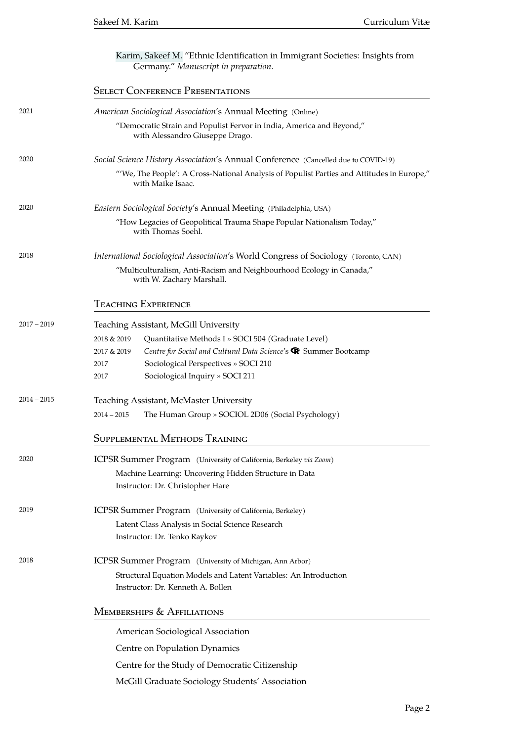Karim, Sakeef M. "Ethnic Identification in Immigrant Societies: Insights from Germany." *Manuscript in preparation*.

## Select Conference Presentations

**2021** — *American Sociological Association*'s Annual Meeting (Online)

"Democratic Strain and Populist Fervor in India, America and Beyond," with Alessandro Giuseppe Drago.

**2020** — *Social Science History Association*'s Annual Conference (Cancelled due to COVID-19)

"'We, The People': A Cross-National Analysis of Populist Parties and Attitudes in Europe," with Maike Isaac.

**2020** — *Eastern Sociological Society*'s Annual Meeting (Philadelphia, USA)

"How Legacies of Geopolitical Trauma Shape Popular Nationalism Today," with Thomas Soehl.

**2018** — *International Sociological Association*'s World Congress of Sociology (Toronto, CAN)

"Multiculturalism, Anti-Racism and Neighbourhood Ecology in Canada," with W. Zachary Marshall.

## Teaching Experience

**2017 – 2019** — Teaching Assistant, McGill University

- 2018 & 2019 — Quantitative Methods I » SOCI 504 (Graduate Level)
- 2017 & 2019 — *Centre for Social and Cultural Data Science*'s R Summer Bootcamp
- 2017 — Sociological Perspectives » SOCI 210
- 2017 — Sociological Inquiry » SOCI 211

**2014 – 2015** — Teaching Assistant, McMaster University

- 2014 – 2015 — The Human Group » SOCIOL 2D06 (Social Psychology)

## Supplemental Methods Training

**2020** — ICPSR Summer Program (University of California, Berkeley *via Zoom*)

Machine Learning: Uncovering Hidden Structure in Data
Instructor: Dr. Christopher Hare

**2019** — ICPSR Summer Program (University of California, Berkeley)

Latent Class Analysis in Social Science Research
Instructor: Dr. Tenko Raykov

**2018** — ICPSR Summer Program (University of Michigan, Ann Arbor)

Structural Equation Models and Latent Variables: An Introduction
Instructor: Dr. Kenneth A. Bollen

## Memberships & Affiliations

American Sociological Association

Centre on Population Dynamics

Centre for the Study of Democratic Citizenship

McGill Graduate Sociology Students' Association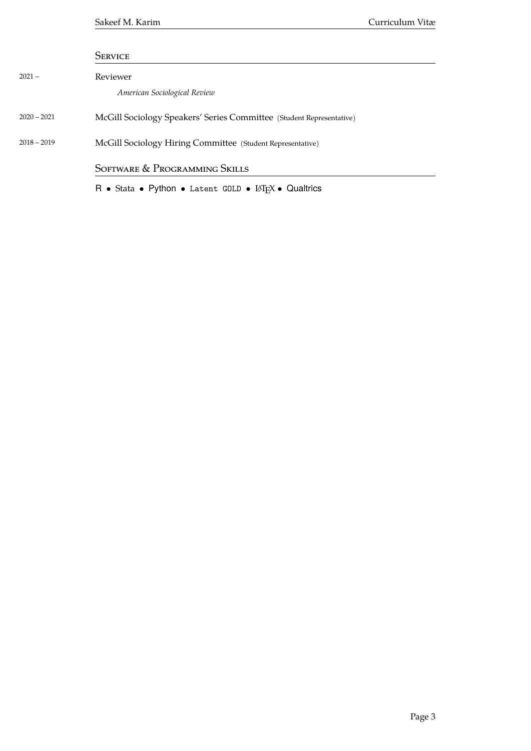## Service

2021 – Reviewer

*American Sociological Review*

2020 – 2021 McGill Sociology Speakers' Series Committee (Student Representative)

2018 – 2019 McGill Sociology Hiring Committee (Student Representative)

## Software & Programming Skills

R • Stata • Python • Latent GOLD • LaTeX • Qualtrics